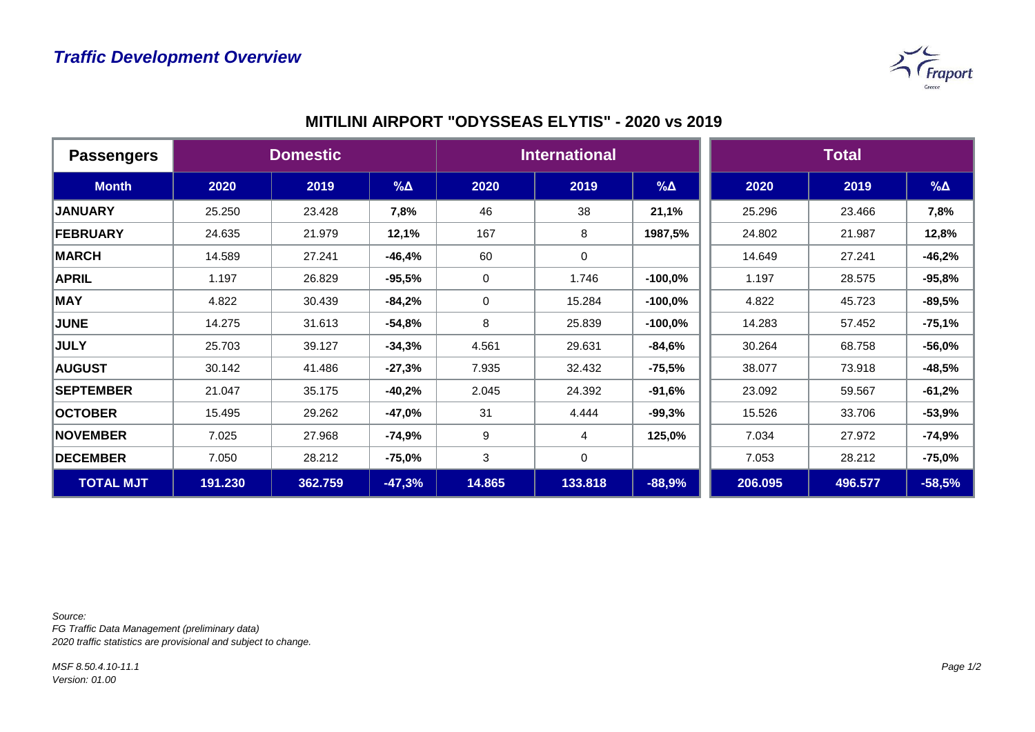## Traffic Development Overview

### MITILINI AIRPORT "ODYSSEAS ELYTIS" - 2020 vs 2019

| Passengers | Domestic | | | International | | | Total | | |
|---|---|---|---|---|---|---|---|---|---|
| Month | 2020 | 2019 | %Δ | 2020 | 2019 | %Δ | 2020 | 2019 | %Δ |
| JANUARY | 25.250 | 23.428 | 7,8% | 46 | 38 | 21,1% | 25.296 | 23.466 | 7,8% |
| FEBRUARY | 24.635 | 21.979 | 12,1% | 167 | 8 | 1987,5% | 24.802 | 21.987 | 12,8% |
| MARCH | 14.589 | 27.241 | -46,4% | 60 | 0 | | 14.649 | 27.241 | -46,2% |
| APRIL | 1.197 | 26.829 | -95,5% | 0 | 1.746 | -100,0% | 1.197 | 28.575 | -95,8% |
| MAY | 4.822 | 30.439 | -84,2% | 0 | 15.284 | -100,0% | 4.822 | 45.723 | -89,5% |
| JUNE | 14.275 | 31.613 | -54,8% | 8 | 25.839 | -100,0% | 14.283 | 57.452 | -75,1% |
| JULY | 25.703 | 39.127 | -34,3% | 4.561 | 29.631 | -84,6% | 30.264 | 68.758 | -56,0% |
| AUGUST | 30.142 | 41.486 | -27,3% | 7.935 | 32.432 | -75,5% | 38.077 | 73.918 | -48,5% |
| SEPTEMBER | 21.047 | 35.175 | -40,2% | 2.045 | 24.392 | -91,6% | 23.092 | 59.567 | -61,2% |
| OCTOBER | 15.495 | 29.262 | -47,0% | 31 | 4.444 | -99,3% | 15.526 | 33.706 | -53,9% |
| NOVEMBER | 7.025 | 27.968 | -74,9% | 9 | 4 | 125,0% | 7.034 | 27.972 | -74,9% |
| DECEMBER | 7.050 | 28.212 | -75,0% | 3 | 0 | | 7.053 | 28.212 | -75,0% |
| TOTAL MJT | 191.230 | 362.759 | -47,3% | 14.865 | 133.818 | -88,9% | 206.095 | 496.577 | -58,5% |

*Source:*
*FG Traffic Data Management (preliminary data)*
*2020 traffic statistics are provisional and subject to change.*

*MSF 8.50.4.10-11.1*
*Version: 01.00*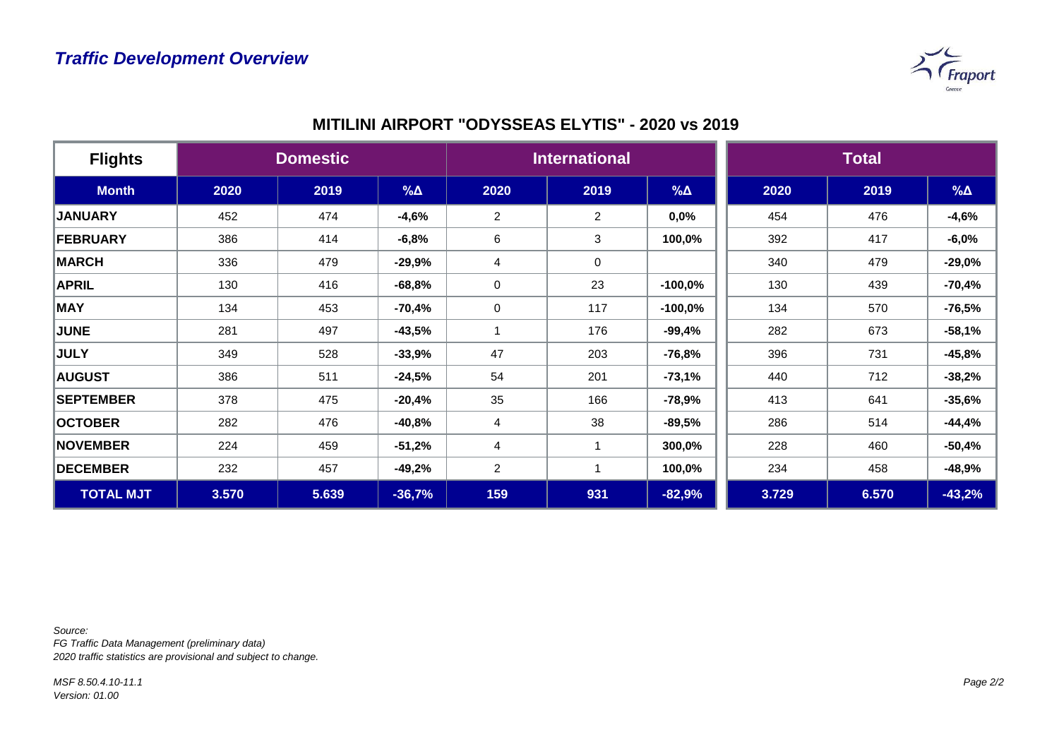# *Traffic Development Overview*

## MITILINI AIRPORT "ODYSSEAS ELYTIS" - 2020 vs 2019

| Flights | Domestic | | | International | | | Total | | |
|---|---|---|---|---|---|---|---|---|---|
| **Month** | **2020** | **2019** | **%Δ** | **2020** | **2019** | **%Δ** | **2020** | **2019** | **%Δ** |
| **JANUARY** | 452 | 474 | **-4,6%** | 2 | 2 | **0,0%** | 454 | 476 | **-4,6%** |
| **FEBRUARY** | 386 | 414 | **-6,8%** | 6 | 3 | **100,0%** | 392 | 417 | **-6,0%** |
| **MARCH** | 336 | 479 | **-29,9%** | 4 | 0 | | 340 | 479 | **-29,0%** |
| **APRIL** | 130 | 416 | **-68,8%** | 0 | 23 | **-100,0%** | 130 | 439 | **-70,4%** |
| **MAY** | 134 | 453 | **-70,4%** | 0 | 117 | **-100,0%** | 134 | 570 | **-76,5%** |
| **JUNE** | 281 | 497 | **-43,5%** | 1 | 176 | **-99,4%** | 282 | 673 | **-58,1%** |
| **JULY** | 349 | 528 | **-33,9%** | 47 | 203 | **-76,8%** | 396 | 731 | **-45,8%** |
| **AUGUST** | 386 | 511 | **-24,5%** | 54 | 201 | **-73,1%** | 440 | 712 | **-38,2%** |
| **SEPTEMBER** | 378 | 475 | **-20,4%** | 35 | 166 | **-78,9%** | 413 | 641 | **-35,6%** |
| **OCTOBER** | 282 | 476 | **-40,8%** | 4 | 38 | **-89,5%** | 286 | 514 | **-44,4%** |
| **NOVEMBER** | 224 | 459 | **-51,2%** | 4 | 1 | **300,0%** | 228 | 460 | **-50,4%** |
| **DECEMBER** | 232 | 457 | **-49,2%** | 2 | 1 | **100,0%** | 234 | 458 | **-48,9%** |
| **TOTAL MJT** | **3.570** | **5.639** | **-36,7%** | **159** | **931** | **-82,9%** | **3.729** | **6.570** | **-43,2%** |

*Source:*
*FG Traffic Data Management (preliminary data)*
*2020 traffic statistics are provisional and subject to change.*

*MSF 8.50.4.10-11.1*
*Version: 01.00*